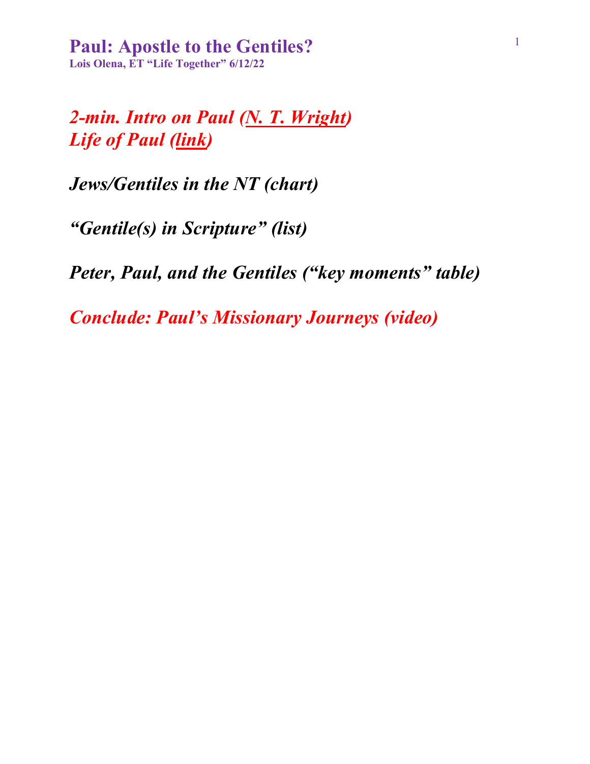# Paul: Apostle to the Gentiles?

**Lois Olena, ET "Life Together" 6/12/22**

***2-min. Intro on Paul (N. T. Wright)***
***Life of Paul (link)***

***Jews/Gentiles in the NT (chart)***

***"Gentile(s) in Scripture" (list)***

***Peter, Paul, and the Gentiles ("key moments" table)***

***Conclude: Paul's Missionary Journeys (video)***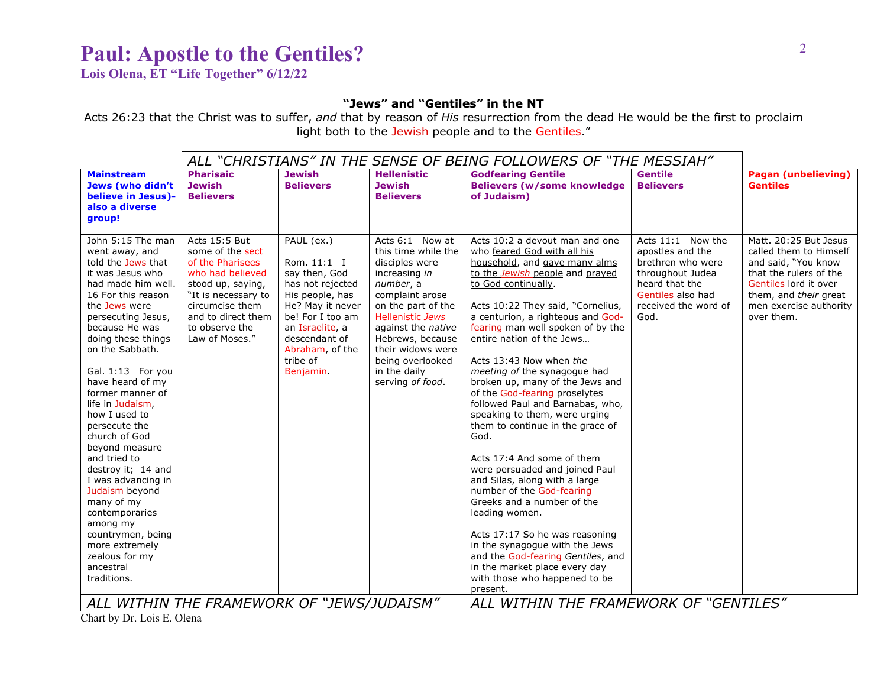# Paul: Apostle to the Gentiles?

**Lois Olena, ET "Life Together" 6/12/22**

### "Jews" and "Gentiles" in the NT

Acts 26:23 that the Christ was to suffer, *and* that by reason of *His* resurrection from the dead He would be the first to proclaim light both to the Jewish people and to the Gentiles."

| | *ALL "CHRISTIANS" IN THE SENSE OF BEING FOLLOWERS OF "THE MESSIAH"* | | | | | |
|---|---|---|---|---|---|---|
| **Mainstream Jews (who didn't believe in Jesus)- also a diverse group!** | **Pharisaic Jewish Believers** | **Jewish Believers** | **Hellenistic Jewish Believers** | **Godfearing Gentile Believers (w/some knowledge of Judaism)** | **Gentile Believers** | **Pagan (unbelieving) Gentiles** |
| John 5:15 The man went away, and told the Jews that it was Jesus who had made him well. 16 For this reason the Jews were persecuting Jesus, because He was doing these things on the Sabbath.<br><br>Gal. 1:13 For you have heard of my former manner of life in Judaism, how I used to persecute the church of God beyond measure and tried to destroy it; 14 and I was advancing in Judaism beyond many of my contemporaries among my countrymen, being more extremely zealous for my ancestral traditions. | Acts 15:5 But some of the sect of the Pharisees who had believed stood up, saying, "It is necessary to circumcise them and to direct them to observe the Law of Moses." | PAUL (ex.)<br><br>Rom. 11:1 I say then, God has not rejected His people, has He? May it never be! For I too am an Israelite, a descendant of Abraham, of the tribe of Benjamin. | Acts 6:1 Now at this time while the disciples were increasing *in number*, a complaint arose on the part of the Hellenistic *Jews* against the *native* Hebrews, because their widows were being overlooked in the daily serving *of food*. | Acts 10:2 a devout man and one who feared God with all his household, and gave many alms to the *Jewish* people and prayed to God continually.<br><br>Acts 10:22 They said, "Cornelius, a centurion, a righteous and God-fearing man well spoken of by the entire nation of the Jews…<br><br>Acts 13:43 Now when *the meeting of* the synagogue had broken up, many of the Jews and of the God-fearing proselytes followed Paul and Barnabas, who, speaking to them, were urging them to continue in the grace of God.<br><br>Acts 17:4 And some of them were persuaded and joined Paul and Silas, along with a large number of the God-fearing Greeks and a number of the leading women.<br><br>Acts 17:17 So he was reasoning in the synagogue with the Jews and the God-fearing *Gentiles*, and in the market place every day with those who happened to be present. | Acts 11:1 Now the apostles and the brethren who were throughout Judea heard that the Gentiles also had received the word of God. | Matt. 20:25 But Jesus called them to Himself and said, "You know that the rulers of the Gentiles lord it over them, and *their* great men exercise authority over them. |
| *ALL WITHIN THE FRAMEWORK OF "JEWS/JUDAISM"* | | | | *ALL WITHIN THE FRAMEWORK OF "GENTILES"* | | |

Chart by Dr. Lois E. Olena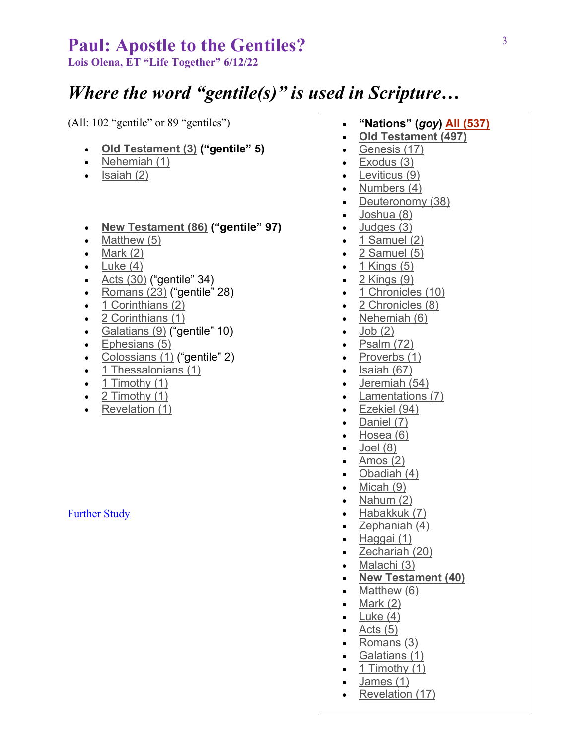# Paul: Apostle to the Gentiles?

**Lois Olena, ET "Life Together" 6/12/22**

## *Where the word "gentile(s)" is used in Scripture…*

(All: 102 "gentile" or 89 "gentiles")

- **Old Testament (3) ("gentile" 5)**
- Nehemiah (1)
- Isaiah (2)

- **New Testament (86) ("gentile" 97)**
- Matthew (5)
- Mark (2)
- Luke (4)
- Acts (30) ("gentile" 34)
- Romans (23) ("gentile" 28)
- 1 Corinthians (2)
- 2 Corinthians (1)
- Galatians (9) ("gentile" 10)
- Ephesians (5)
- Colossians (1) ("gentile" 2)
- 1 Thessalonians (1)
- 1 Timothy (1)
- 2 Timothy (1)
- Revelation (1)

Further Study

- **"Nations" (*goy*) All (537)**
- **Old Testament (497)**
- Genesis (17)
- Exodus (3)
- Leviticus (9)
- Numbers (4)
- Deuteronomy (38)
- Joshua (8)
- Judges (3)
- 1 Samuel (2)
- 2 Samuel (5)
- 1 Kings (5)
- 2 Kings (9)
- 1 Chronicles (10)
- 2 Chronicles (8)
- Nehemiah (6)
- Job (2)
- Psalm (72)
- Proverbs (1)
- Isaiah (67)
- Jeremiah (54)
- Lamentations (7)
- Ezekiel (94)
- Daniel (7)
- Hosea (6)
- Joel (8)
- Amos (2)
- Obadiah (4)
- Micah (9)
- Nahum (2)
- Habakkuk (7)
- Zephaniah (4)
- Haggai (1)
- Zechariah (20)
- Malachi (3)
- **New Testament (40)**
- Matthew (6)
- Mark (2)
- Luke (4)
- Acts (5)
- Romans (3)
- Galatians (1)
- 1 Timothy (1)
- James (1)
- Revelation (17)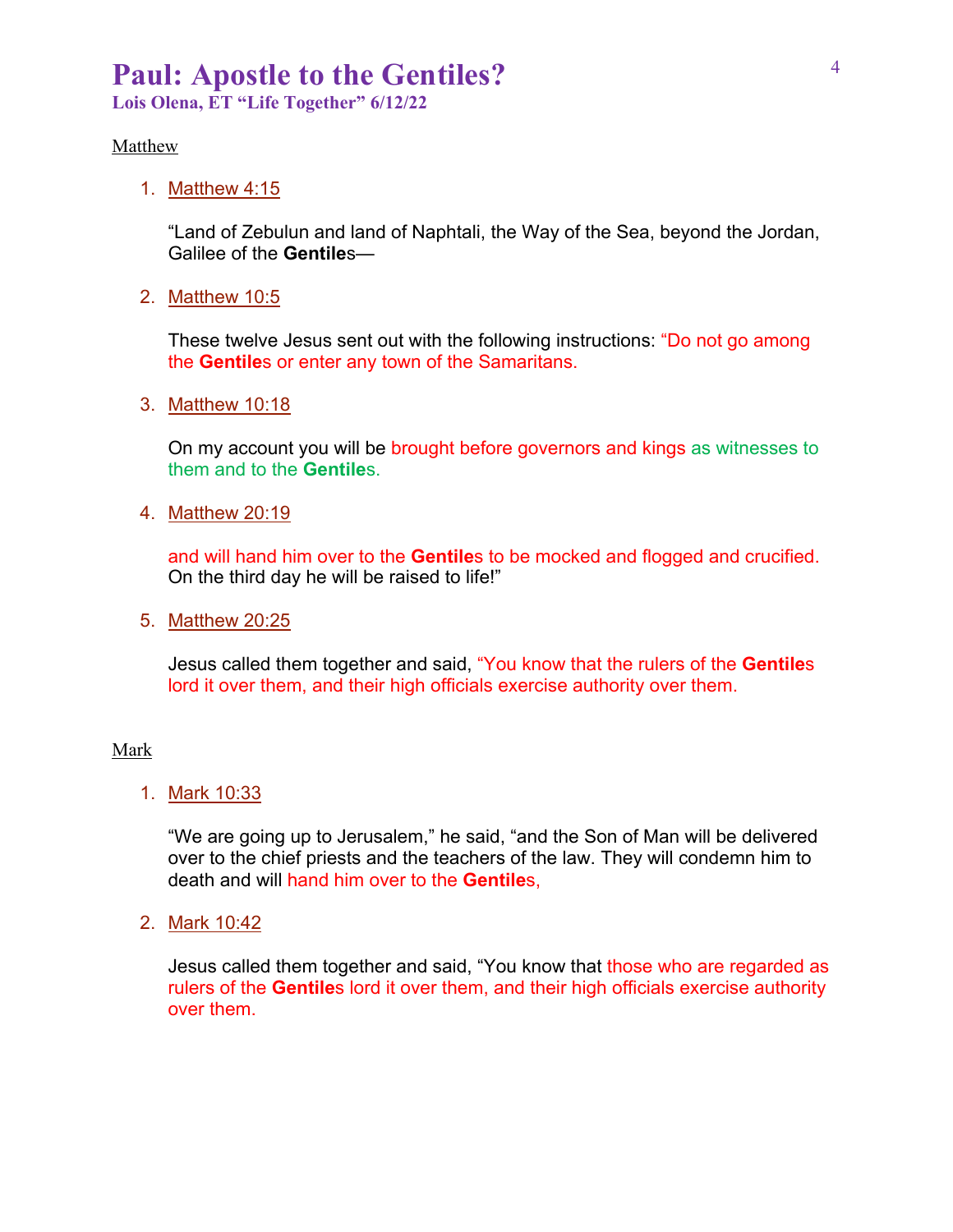# Paul: Apostle to the Gentiles?

**Lois Olena, ET "Life Together" 6/12/22**

Matthew

1. Matthew 4:15

   "Land of Zebulun and land of Naphtali, the Way of the Sea, beyond the Jordan, Galilee of the **Gentile**s—

2. Matthew 10:5

   These twelve Jesus sent out with the following instructions: "Do not go among the **Gentile**s or enter any town of the Samaritans.

3. Matthew 10:18

   On my account you will be brought before governors and kings as witnesses to them and to the **Gentile**s.

4. Matthew 20:19

   and will hand him over to the **Gentile**s to be mocked and flogged and crucified. On the third day he will be raised to life!"

5. Matthew 20:25

   Jesus called them together and said, "You know that the rulers of the **Gentile**s lord it over them, and their high officials exercise authority over them.

Mark

1. Mark 10:33

   "We are going up to Jerusalem," he said, "and the Son of Man will be delivered over to the chief priests and the teachers of the law. They will condemn him to death and will hand him over to the **Gentile**s,

2. Mark 10:42

   Jesus called them together and said, "You know that those who are regarded as rulers of the **Gentile**s lord it over them, and their high officials exercise authority over them.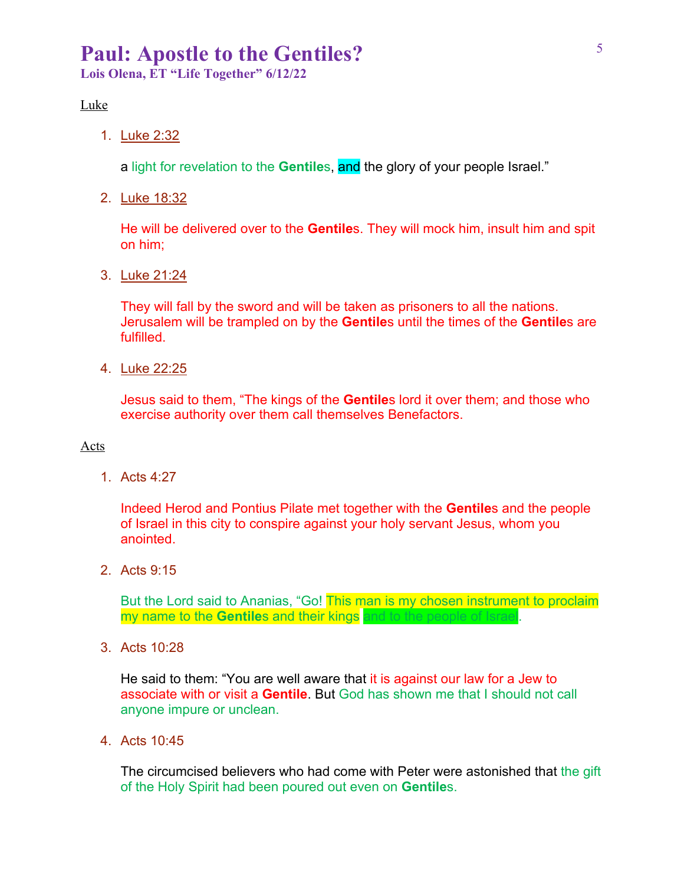# Paul: Apostle to the Gentiles?

**Lois Olena, ET "Life Together" 6/12/22**

Luke

1. Luke 2:32

   a light for revelation to the **Gentile**s, and the glory of your people Israel."

2. Luke 18:32

   He will be delivered over to the **Gentile**s. They will mock him, insult him and spit on him;

3. Luke 21:24

   They will fall by the sword and will be taken as prisoners to all the nations. Jerusalem will be trampled on by the **Gentile**s until the times of the **Gentile**s are fulfilled.

4. Luke 22:25

   Jesus said to them, "The kings of the **Gentile**s lord it over them; and those who exercise authority over them call themselves Benefactors.

Acts

1. Acts 4:27

   Indeed Herod and Pontius Pilate met together with the **Gentile**s and the people of Israel in this city to conspire against your holy servant Jesus, whom you anointed.

2. Acts 9:15

   But the Lord said to Ananias, "Go! This man is my chosen instrument to proclaim my name to the **Gentile**s and their kings and to the people of Israel.

3. Acts 10:28

   He said to them: "You are well aware that it is against our law for a Jew to associate with or visit a **Gentile**. But God has shown me that I should not call anyone impure or unclean.

4. Acts 10:45

   The circumcised believers who had come with Peter were astonished that the gift of the Holy Spirit had been poured out even on **Gentile**s.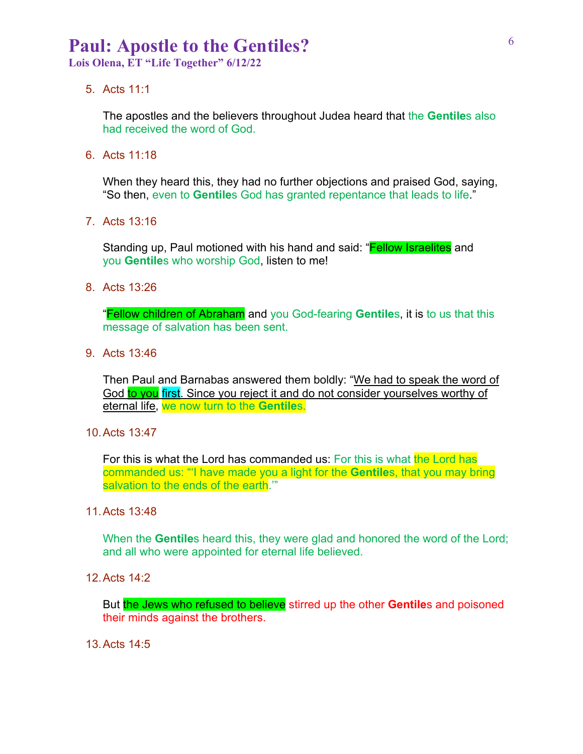# Paul: Apostle to the Gentiles?

**Lois Olena, ET "Life Together" 6/12/22**

5. Acts 11:1

   The apostles and the believers throughout Judea heard that the **Gentile**s also had received the word of God.

6. Acts 11:18

   When they heard this, they had no further objections and praised God, saying, "So then, even to **Gentile**s God has granted repentance that leads to life."

7. Acts 13:16

   Standing up, Paul motioned with his hand and said: "Fellow Israelites and you **Gentile**s who worship God, listen to me!

8. Acts 13:26

   "Fellow children of Abraham and you God-fearing **Gentile**s, it is to us that this message of salvation has been sent.

9. Acts 13:46

   Then Paul and Barnabas answered them boldly: "We had to speak the word of God to you first. Since you reject it and do not consider yourselves worthy of eternal life, we now turn to the **Gentile**s.

10. Acts 13:47

    For this is what the Lord has commanded us: For this is what the Lord has commanded us: "'I have made you a light for the **Gentile**s, that you may bring salvation to the ends of the earth.'"

11. Acts 13:48

    When the **Gentile**s heard this, they were glad and honored the word of the Lord; and all who were appointed for eternal life believed.

12. Acts 14:2

    But the Jews who refused to believe stirred up the other **Gentile**s and poisoned their minds against the brothers.

13. Acts 14:5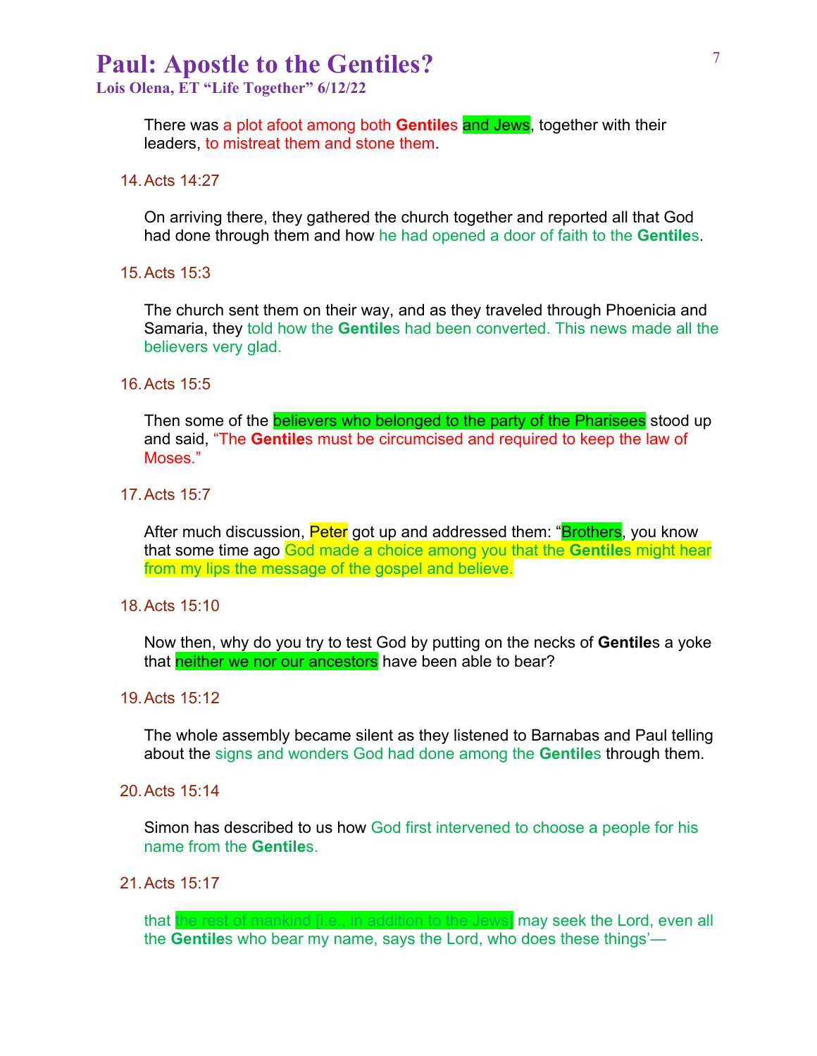There was a plot afoot among both **Gentile**s and Jews, together with their leaders, to mistreat them and stone them.

14. Acts 14:27

    On arriving there, they gathered the church together and reported all that God had done through them and how he had opened a door of faith to the **Gentile**s.

15. Acts 15:3

    The church sent them on their way, and as they traveled through Phoenicia and Samaria, they told how the **Gentile**s had been converted. This news made all the believers very glad.

16. Acts 15:5

    Then some of the believers who belonged to the party of the Pharisees stood up and said, "The **Gentile**s must be circumcised and required to keep the law of Moses."

17. Acts 15:7

    After much discussion, Peter got up and addressed them: "Brothers, you know that some time ago God made a choice among you that the **Gentile**s might hear from my lips the message of the gospel and believe.

18. Acts 15:10

    Now then, why do you try to test God by putting on the necks of **Gentile**s a yoke that neither we nor our ancestors have been able to bear?

19. Acts 15:12

    The whole assembly became silent as they listened to Barnabas and Paul telling about the signs and wonders God had done among the **Gentile**s through them.

20. Acts 15:14

    Simon has described to us how God first intervened to choose a people for his name from the **Gentile**s.

21. Acts 15:17

    that the rest of mankind [i.e., in addition to the Jews] may seek the Lord, even all the **Gentile**s who bear my name, says the Lord, who does these things'—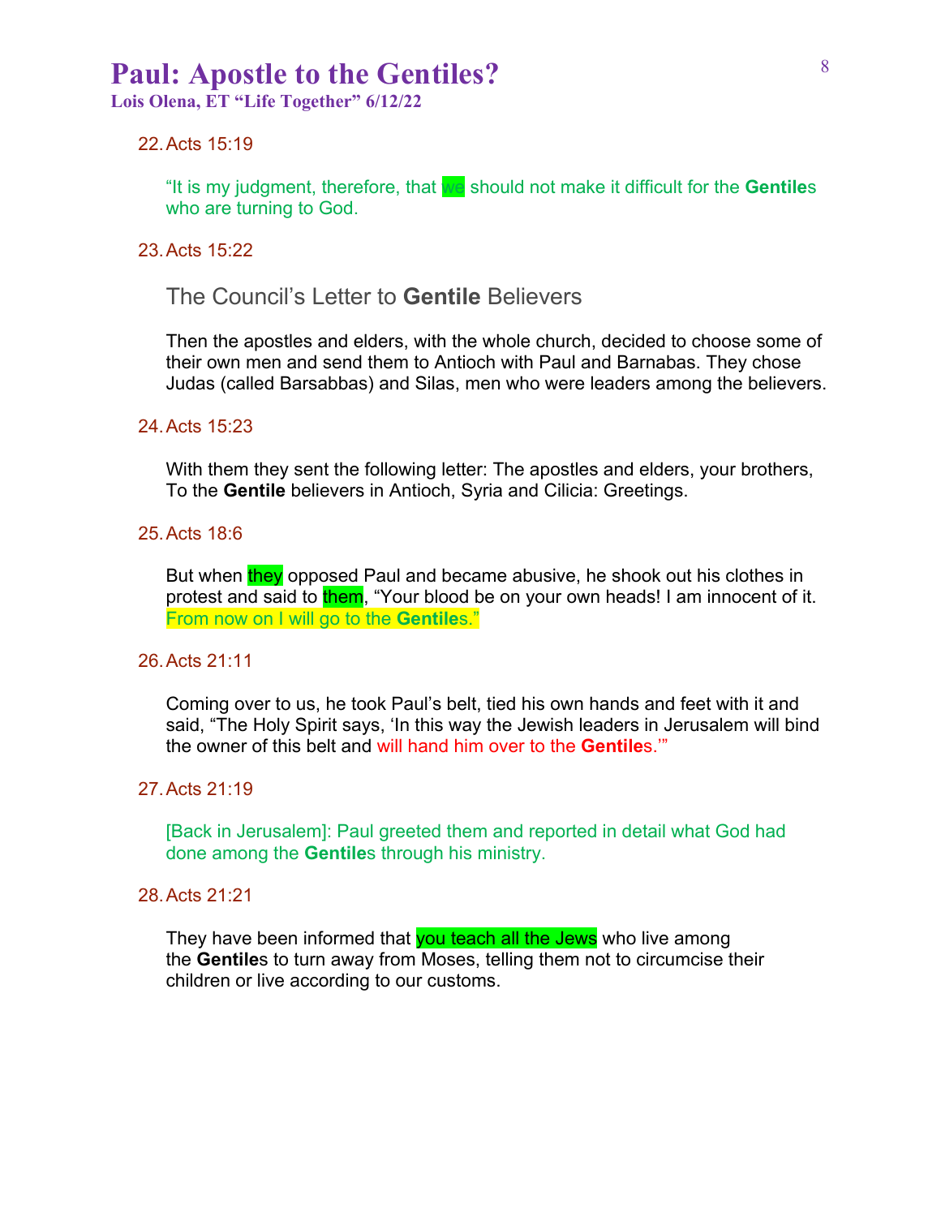22. Acts 15:19

    “It is my judgment, therefore, that we should not make it difficult for the **Gentile**s who are turning to God.

23. Acts 15:22

    The Council’s Letter to **Gentile** Believers

    Then the apostles and elders, with the whole church, decided to choose some of their own men and send them to Antioch with Paul and Barnabas. They chose Judas (called Barsabbas) and Silas, men who were leaders among the believers.

24. Acts 15:23

    With them they sent the following letter: The apostles and elders, your brothers, To the **Gentile** believers in Antioch, Syria and Cilicia: Greetings.

25. Acts 18:6

    But when they opposed Paul and became abusive, he shook out his clothes in protest and said to them, “Your blood be on your own heads! I am innocent of it. From now on I will go to the **Gentile**s.”

26. Acts 21:11

    Coming over to us, he took Paul’s belt, tied his own hands and feet with it and said, “The Holy Spirit says, ‘In this way the Jewish leaders in Jerusalem will bind the owner of this belt and will hand him over to the **Gentile**s.’”

27. Acts 21:19

    [Back in Jerusalem]: Paul greeted them and reported in detail what God had done among the **Gentile**s through his ministry.

28. Acts 21:21

    They have been informed that you teach all the Jews who live among the **Gentile**s to turn away from Moses, telling them not to circumcise their children or live according to our customs.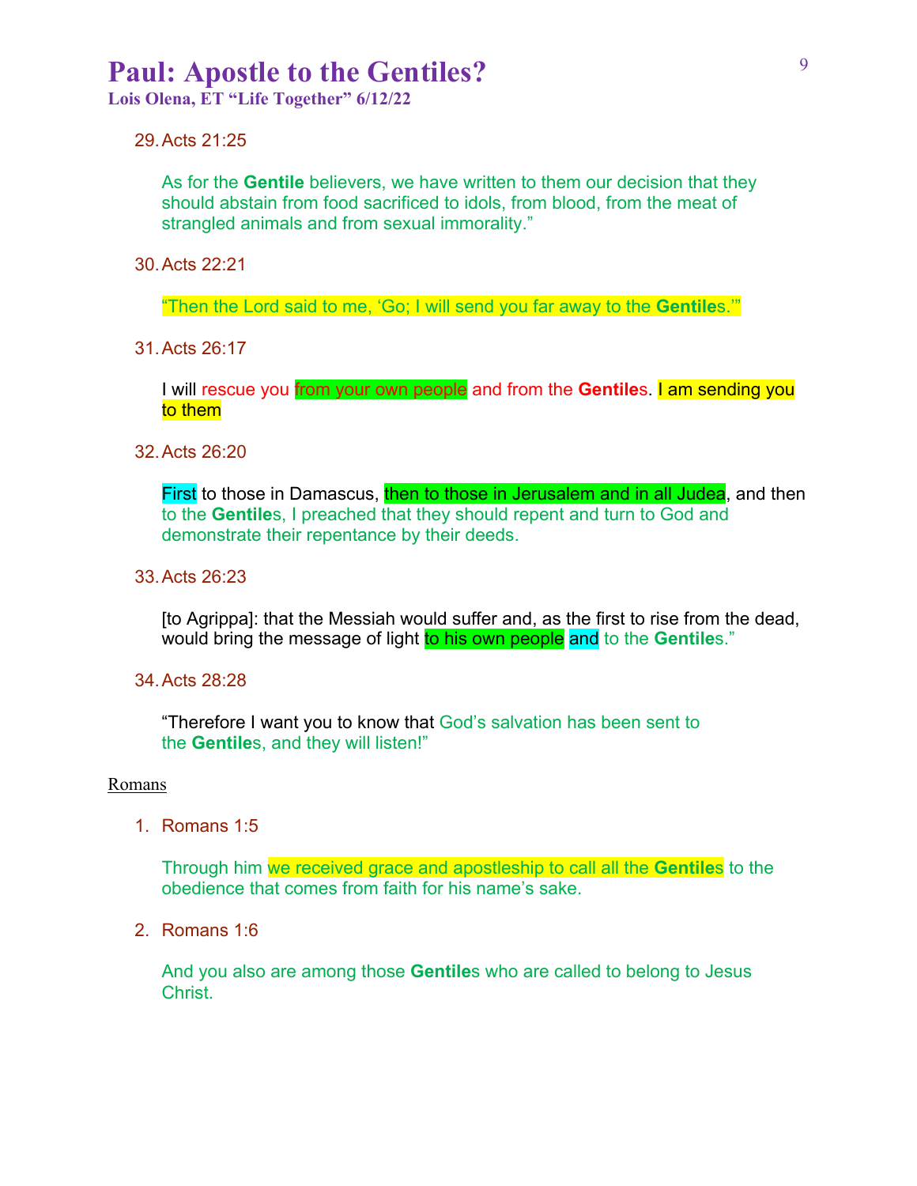# Paul: Apostle to the Gentiles?

**Lois Olena, ET "Life Together" 6/12/22**

29. Acts 21:25

    As for the **Gentile** believers, we have written to them our decision that they should abstain from food sacrificed to idols, from blood, from the meat of strangled animals and from sexual immorality."

30. Acts 22:21

    "Then the Lord said to me, 'Go; I will send you far away to the **Gentile**s.'"

31. Acts 26:17

    I will rescue you from your own people and from the **Gentile**s. I am sending you to them

32. Acts 26:20

    First to those in Damascus, then to those in Jerusalem and in all Judea, and then to the **Gentile**s, I preached that they should repent and turn to God and demonstrate their repentance by their deeds.

33. Acts 26:23

    [to Agrippa]: that the Messiah would suffer and, as the first to rise from the dead, would bring the message of light to his own people and to the **Gentile**s."

34. Acts 28:28

    "Therefore I want you to know that God's salvation has been sent to the **Gentile**s, and they will listen!"

Romans

1. Romans 1:5

   Through him we received grace and apostleship to call all the **Gentile**s to the obedience that comes from faith for his name's sake.

2. Romans 1:6

   And you also are among those **Gentile**s who are called to belong to Jesus Christ.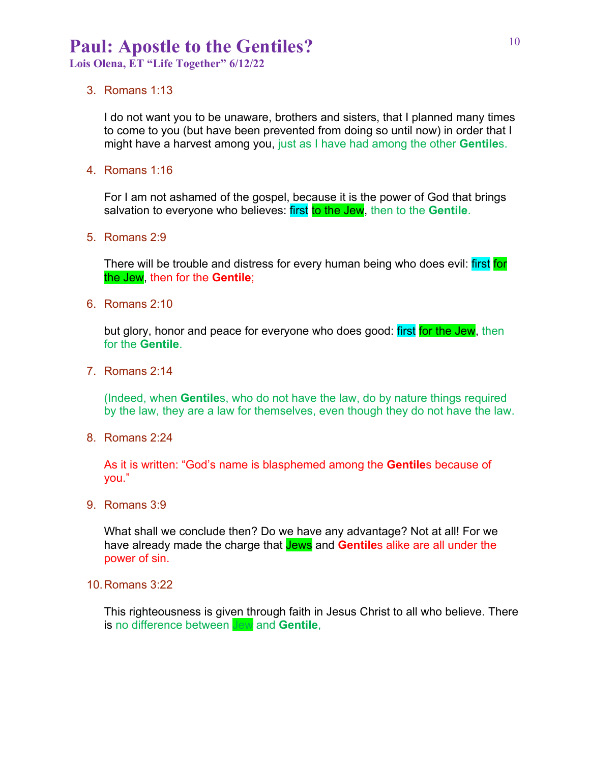# Paul: Apostle to the Gentiles?

**Lois Olena, ET "Life Together" 6/12/22**

3. Romans 1:13

   I do not want you to be unaware, brothers and sisters, that I planned many times to come to you (but have been prevented from doing so until now) in order that I might have a harvest among you, just as I have had among the other **Gentile**s.

4. Romans 1:16

   For I am not ashamed of the gospel, because it is the power of God that brings salvation to everyone who believes: first to the Jew, then to the **Gentile**.

5. Romans 2:9

   There will be trouble and distress for every human being who does evil: first for the Jew, then for the **Gentile**;

6. Romans 2:10

   but glory, honor and peace for everyone who does good: first for the Jew, then for the **Gentile**.

7. Romans 2:14

   (Indeed, when **Gentile**s, who do not have the law, do by nature things required by the law, they are a law for themselves, even though they do not have the law.

8. Romans 2:24

   As it is written: "God's name is blasphemed among the **Gentile**s because of you."

9. Romans 3:9

   What shall we conclude then? Do we have any advantage? Not at all! For we have already made the charge that Jews and **Gentile**s alike are all under the power of sin.

10. Romans 3:22

    This righteousness is given through faith in Jesus Christ to all who believe. There is no difference between Jew and **Gentile**,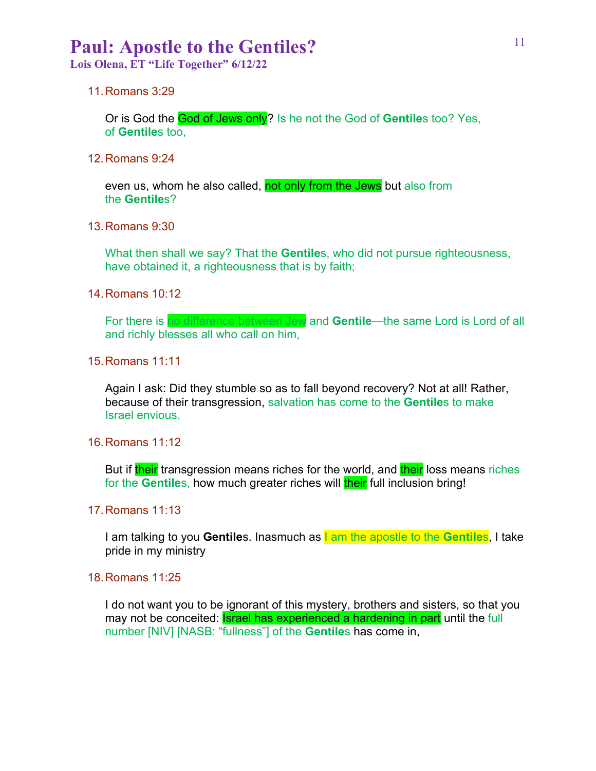# Paul: Apostle to the Gentiles?

**Lois Olena, ET "Life Together" 6/12/22**

11. Romans 3:29

    Or is God the God of Jews only? Is he not the God of **Gentile**s too? Yes, of **Gentile**s too,

12. Romans 9:24

    even us, whom he also called, not only from the Jews but also from the **Gentile**s?

13. Romans 9:30

    What then shall we say? That the **Gentile**s, who did not pursue righteousness, have obtained it, a righteousness that is by faith;

14. Romans 10:12

    For there is no difference between Jew and **Gentile**—the same Lord is Lord of all and richly blesses all who call on him,

15. Romans 11:11

    Again I ask: Did they stumble so as to fall beyond recovery? Not at all! Rather, because of their transgression, salvation has come to the **Gentile**s to make Israel envious.

16. Romans 11:12

    But if their transgression means riches for the world, and their loss means riches for the **Gentile**s, how much greater riches will their full inclusion bring!

17. Romans 11:13

    I am talking to you **Gentile**s. Inasmuch as I am the apostle to the **Gentile**s, I take pride in my ministry

18. Romans 11:25

    I do not want you to be ignorant of this mystery, brothers and sisters, so that you may not be conceited: Israel has experienced a hardening in part until the full number [NIV] [NASB: "fullness"] of the **Gentile**s has come in,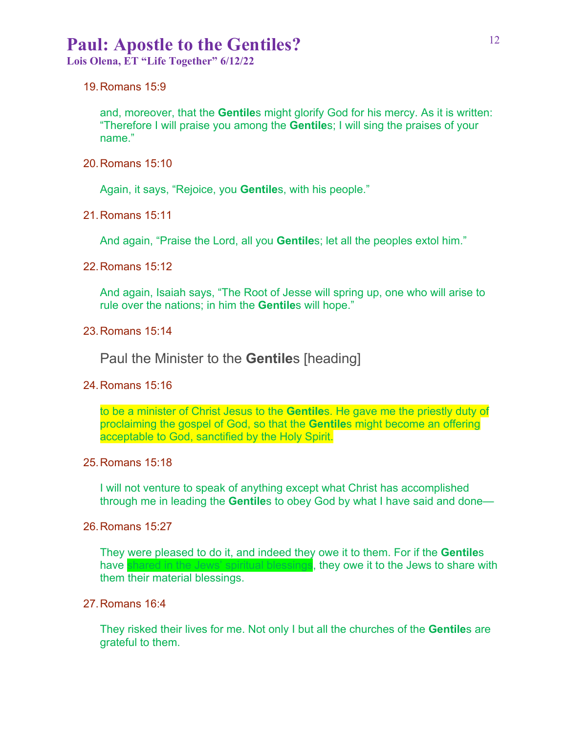19. Romans 15:9

    and, moreover, that the **Gentile**s might glorify God for his mercy. As it is written: "Therefore I will praise you among the **Gentile**s; I will sing the praises of your name."

20. Romans 15:10

    Again, it says, "Rejoice, you **Gentile**s, with his people."

21. Romans 15:11

    And again, "Praise the Lord, all you **Gentile**s; let all the peoples extol him."

22. Romans 15:12

    And again, Isaiah says, "The Root of Jesse will spring up, one who will arise to rule over the nations; in him the **Gentile**s will hope."

23. Romans 15:14

    Paul the Minister to the **Gentile**s [heading]

24. Romans 15:16

    to be a minister of Christ Jesus to the **Gentile**s. He gave me the priestly duty of proclaiming the gospel of God, so that the **Gentile**s might become an offering acceptable to God, sanctified by the Holy Spirit.

25. Romans 15:18

    I will not venture to speak of anything except what Christ has accomplished through me in leading the **Gentile**s to obey God by what I have said and done—

26. Romans 15:27

    They were pleased to do it, and indeed they owe it to them. For if the **Gentile**s have shared in the Jews' spiritual blessings, they owe it to the Jews to share with them their material blessings.

27. Romans 16:4

    They risked their lives for me. Not only I but all the churches of the **Gentile**s are grateful to them.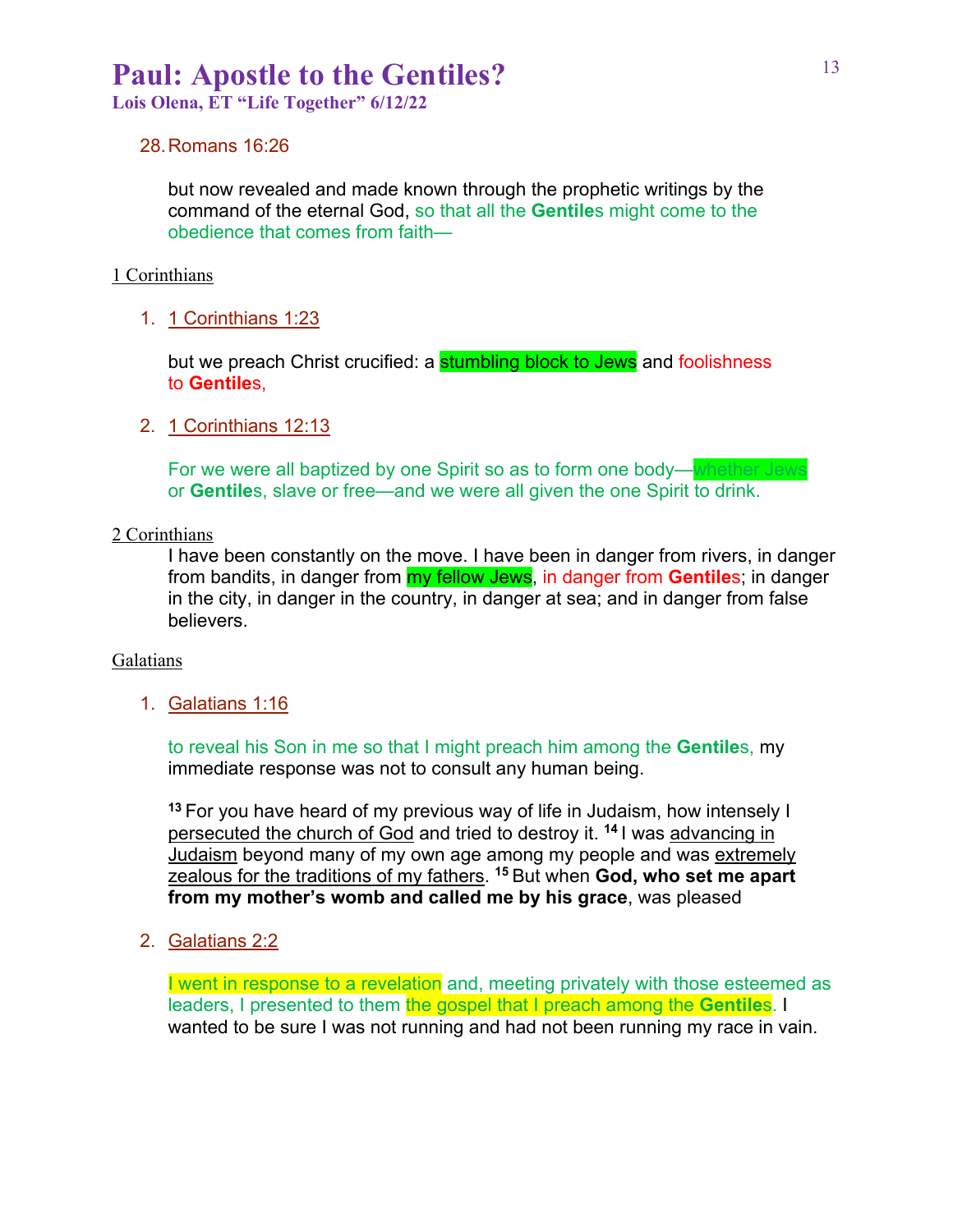# Paul: Apostle to the Gentiles?

**Lois Olena, ET "Life Together" 6/12/22**

28. Romans 16:26

    but now revealed and made known through the prophetic writings by the command of the eternal God, so that all the **Gentile**s might come to the obedience that comes from faith—

1 Corinthians

1. 1 Corinthians 1:23

   but we preach Christ crucified: a stumbling block to Jews and foolishness to **Gentile**s,

2. 1 Corinthians 12:13

   For we were all baptized by one Spirit so as to form one body—whether Jews or **Gentile**s, slave or free—and we were all given the one Spirit to drink.

2 Corinthians

I have been constantly on the move. I have been in danger from rivers, in danger from bandits, in danger from my fellow Jews, in danger from **Gentile**s; in danger in the city, in danger in the country, in danger at sea; and in danger from false believers.

Galatians

1. Galatians 1:16

   to reveal his Son in me so that I might preach him among the **Gentile**s, my immediate response was not to consult any human being.

   [13] For you have heard of my previous way of life in Judaism, how intensely I persecuted the church of God and tried to destroy it. [14] I was advancing in Judaism beyond many of my own age among my people and was extremely zealous for the traditions of my fathers. [15] But when **God, who set me apart from my mother's womb and called me by his grace**, was pleased

2. Galatians 2:2

   I went in response to a revelation and, meeting privately with those esteemed as leaders, I presented to them the gospel that I preach among the **Gentile**s. I wanted to be sure I was not running and had not been running my race in vain.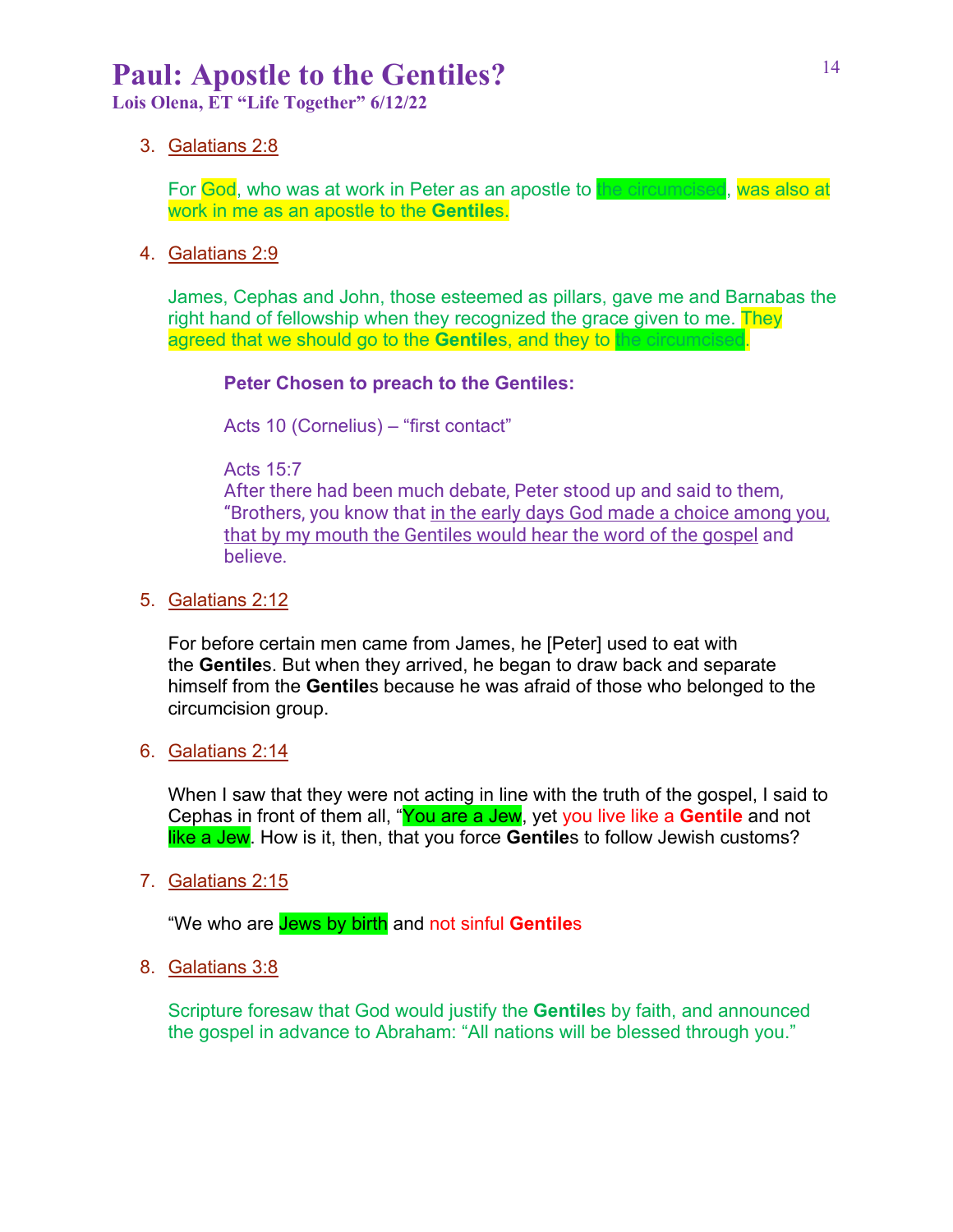# Paul: Apostle to the Gentiles?

**Lois Olena, ET "Life Together" 6/12/22**

3. Galatians 2:8

   For God, who was at work in Peter as an apostle to the circumcised, was also at work in me as an apostle to the **Gentile**s.

4. Galatians 2:9

   James, Cephas and John, those esteemed as pillars, gave me and Barnabas the right hand of fellowship when they recognized the grace given to me. They agreed that we should go to the **Gentile**s, and they to the circumcised.

   **Peter Chosen to preach to the Gentiles:**

   Acts 10 (Cornelius) – "first contact"

   Acts 15:7
   After there had been much debate, Peter stood up and said to them, "Brothers, you know that in the early days God made a choice among you, that by my mouth the Gentiles would hear the word of the gospel and believe.

5. Galatians 2:12

   For before certain men came from James, he [Peter] used to eat with the **Gentile**s. But when they arrived, he began to draw back and separate himself from the **Gentile**s because he was afraid of those who belonged to the circumcision group.

6. Galatians 2:14

   When I saw that they were not acting in line with the truth of the gospel, I said to Cephas in front of them all, "You are a Jew, yet you live like a **Gentile** and not like a Jew. How is it, then, that you force **Gentile**s to follow Jewish customs?

7. Galatians 2:15

   "We who are Jews by birth and not sinful **Gentile**s

8. Galatians 3:8

   Scripture foresaw that God would justify the **Gentile**s by faith, and announced the gospel in advance to Abraham: "All nations will be blessed through you."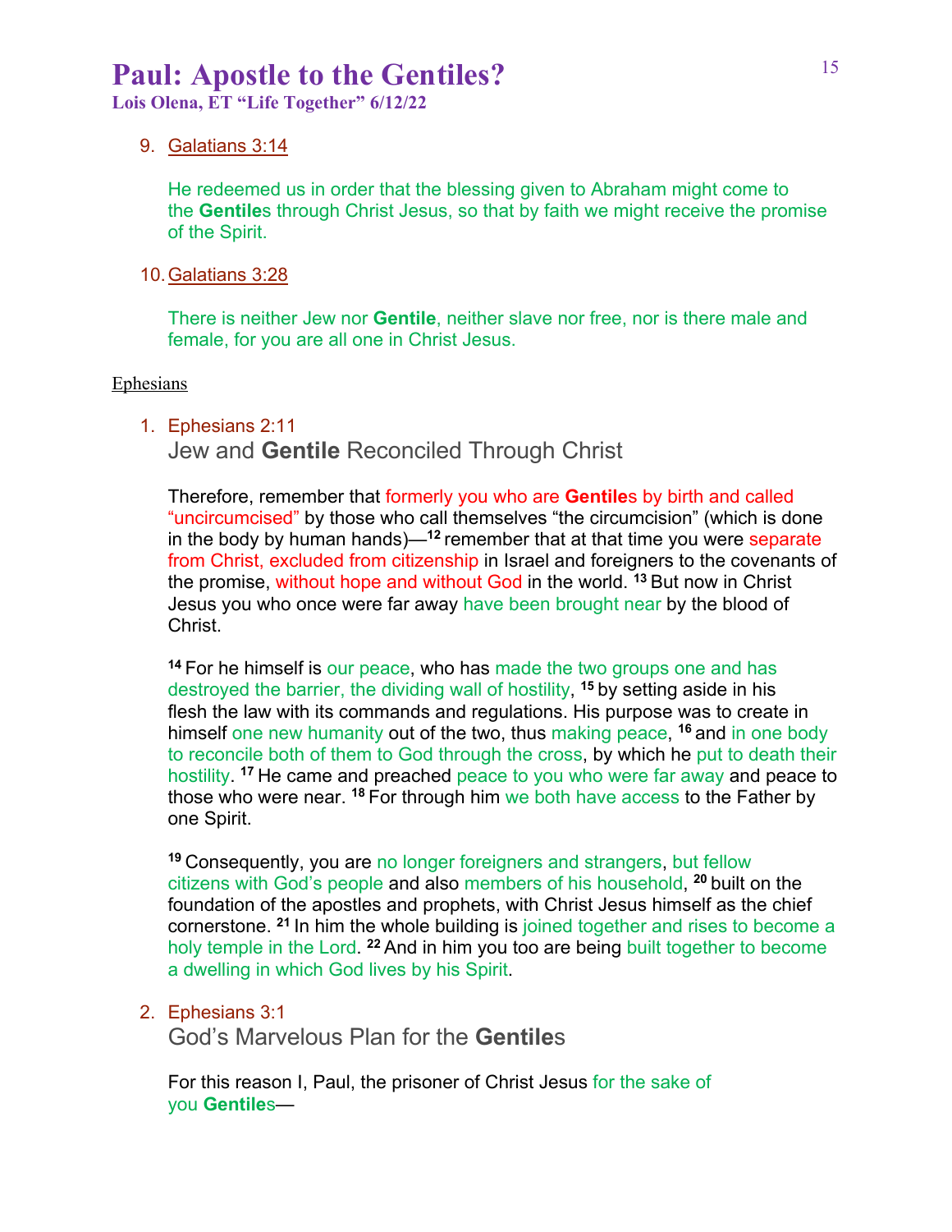9. Galatians 3:14

   He redeemed us in order that the blessing given to Abraham might come to the **Gentile**s through Christ Jesus, so that by faith we might receive the promise of the Spirit.

10. Galatians 3:28

    There is neither Jew nor **Gentile**, neither slave nor free, nor is there male and female, for you are all one in Christ Jesus.

Ephesians

1. Ephesians 2:11

   Jew and **Gentile** Reconciled Through Christ

   Therefore, remember that formerly you who are **Gentile**s by birth and called "uncircumcised" by those who call themselves "the circumcision" (which is done in the body by human hands)—[12] remember that at that time you were separate from Christ, excluded from citizenship in Israel and foreigners to the covenants of the promise, without hope and without God in the world. [13] But now in Christ Jesus you who once were far away have been brought near by the blood of Christ.

   [14] For he himself is our peace, who has made the two groups one and has destroyed the barrier, the dividing wall of hostility, [15] by setting aside in his flesh the law with its commands and regulations. His purpose was to create in himself one new humanity out of the two, thus making peace, [16] and in one body to reconcile both of them to God through the cross, by which he put to death their hostility. [17] He came and preached peace to you who were far away and peace to those who were near. [18] For through him we both have access to the Father by one Spirit.

   [19] Consequently, you are no longer foreigners and strangers, but fellow citizens with God's people and also members of his household, [20] built on the foundation of the apostles and prophets, with Christ Jesus himself as the chief cornerstone. [21] In him the whole building is joined together and rises to become a holy temple in the Lord. [22] And in him you too are being built together to become a dwelling in which God lives by his Spirit.

2. Ephesians 3:1

   God's Marvelous Plan for the **Gentile**s

   For this reason I, Paul, the prisoner of Christ Jesus for the sake of you **Gentile**s—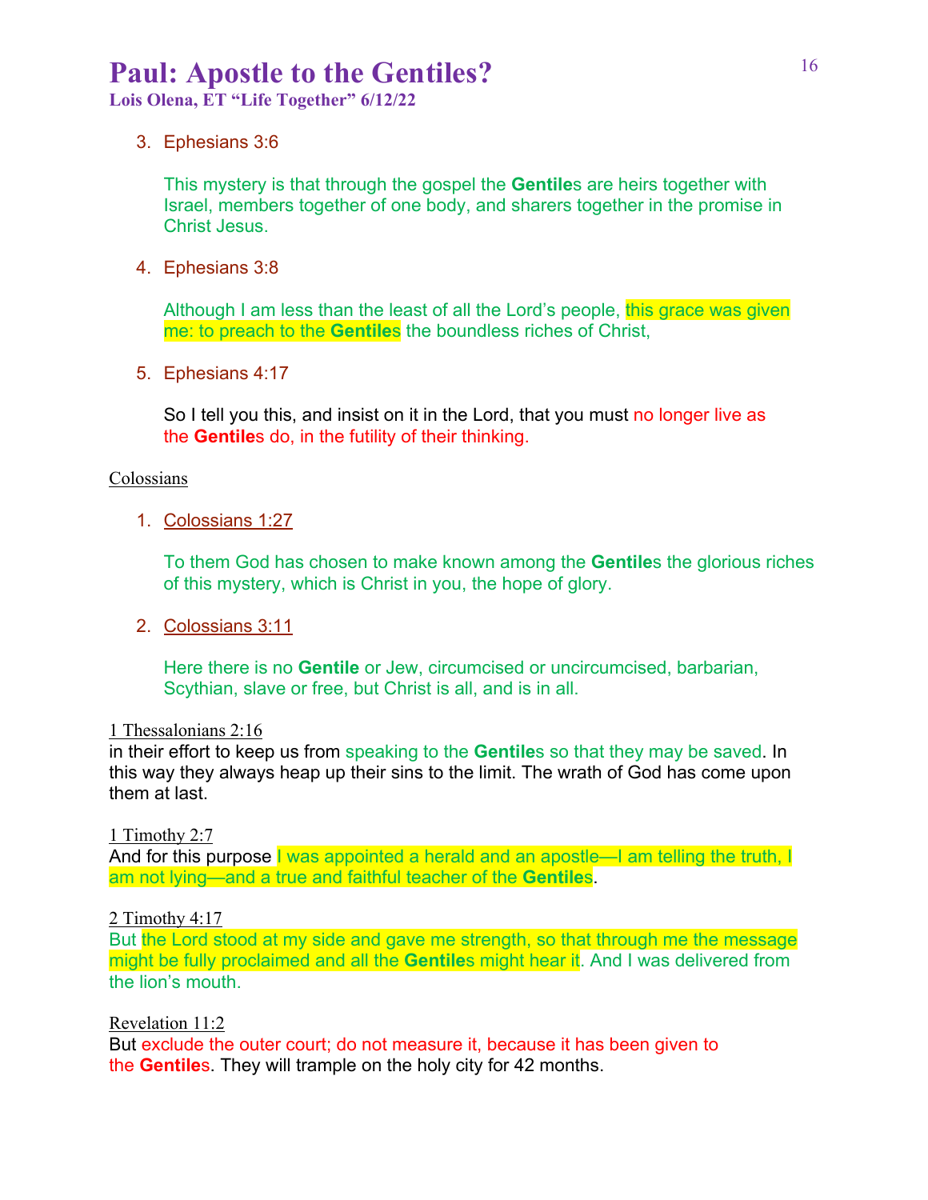# Paul: Apostle to the Gentiles?

**Lois Olena, ET "Life Together" 6/12/22**

3. Ephesians 3:6

   This mystery is that through the gospel the **Gentile**s are heirs together with Israel, members together of one body, and sharers together in the promise in Christ Jesus.

4. Ephesians 3:8

   Although I am less than the least of all the Lord's people, this grace was given me: to preach to the **Gentiles** the boundless riches of Christ,

5. Ephesians 4:17

   So I tell you this, and insist on it in the Lord, that you must no longer live as the **Gentile**s do, in the futility of their thinking.

Colossians

1. Colossians 1:27

   To them God has chosen to make known among the **Gentile**s the glorious riches of this mystery, which is Christ in you, the hope of glory.

2. Colossians 3:11

   Here there is no **Gentile** or Jew, circumcised or uncircumcised, barbarian, Scythian, slave or free, but Christ is all, and is in all.

1 Thessalonians 2:16

in their effort to keep us from speaking to the **Gentile**s so that they may be saved. In this way they always heap up their sins to the limit. The wrath of God has come upon them at last.

1 Timothy 2:7

And for this purpose I was appointed a herald and an apostle—I am telling the truth, I am not lying—and a true and faithful teacher of the **Gentiles**.

2 Timothy 4:17

But the Lord stood at my side and gave me strength, so that through me the message might be fully proclaimed and all the **Gentile**s might hear it. And I was delivered from the lion's mouth.

Revelation 11:2

But exclude the outer court; do not measure it, because it has been given to the **Gentile**s. They will trample on the holy city for 42 months.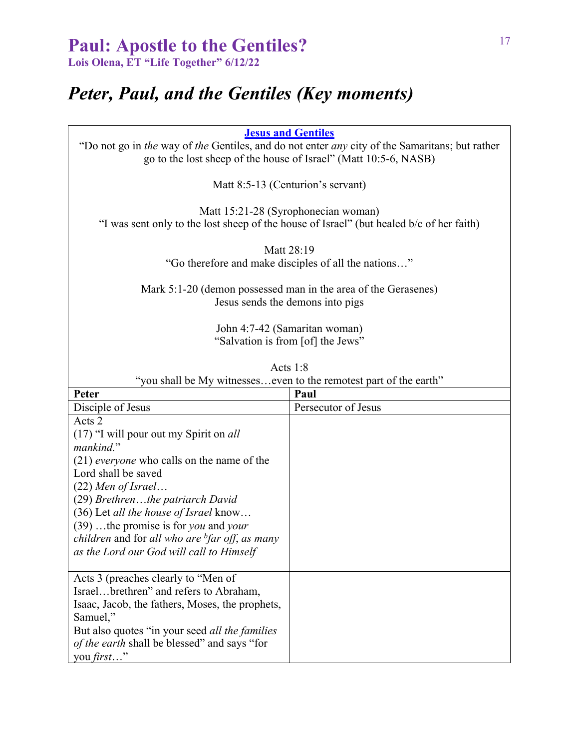# Paul: Apostle to the Gentiles?

**Lois Olena, ET "Life Together" 6/12/22**

## *Peter, Paul, and the Gentiles (Key moments)*

| **Jesus and Gentiles** | |
|---|---|
| "Do not go in *the* way of *the* Gentiles, and do not enter *any* city of the Samaritans; but rather go to the lost sheep of the house of Israel" (Matt 10:5-6, NASB)<br><br>Matt 8:5-13 (Centurion's servant)<br><br>Matt 15:21-28 (Syrophonecian woman)<br>"I was sent only to the lost sheep of the house of Israel" (but healed b/c of her faith)<br><br>Matt 28:19<br>"Go therefore and make disciples of all the nations…"<br><br>Mark 5:1-20 (demon possessed man in the area of the Gerasenes)<br>Jesus sends the demons into pigs<br><br>John 4:7-42 (Samaritan woman)<br>"Salvation is from [of] the Jews"<br><br>Acts 1:8<br>"you shall be My witnesses…even to the remotest part of the earth" | |
| **Peter** | **Paul** |
| Disciple of Jesus | Persecutor of Jesus |
| Acts 2<br>(17) "I will pour out my Spirit on *all mankind*."<br>(21) *everyone* who calls on the name of the Lord shall be saved<br>(22) *Men of Israel…*<br>(29) *Brethren…the patriarch David*<br>(36) Let *all the house of Israel* know…<br>(39) …the promise is for *you* and *your children* and for *all who are* [b]*far off*, *as many as the Lord our God will call to Himself* | |
| Acts 3 (preaches clearly to "Men of Israel…brethren" and refers to Abraham, Isaac, Jacob, the fathers, Moses, the prophets, Samuel,"<br>But also quotes "in your seed *all the families of the earth* shall be blessed" and says "for you *first*…" | |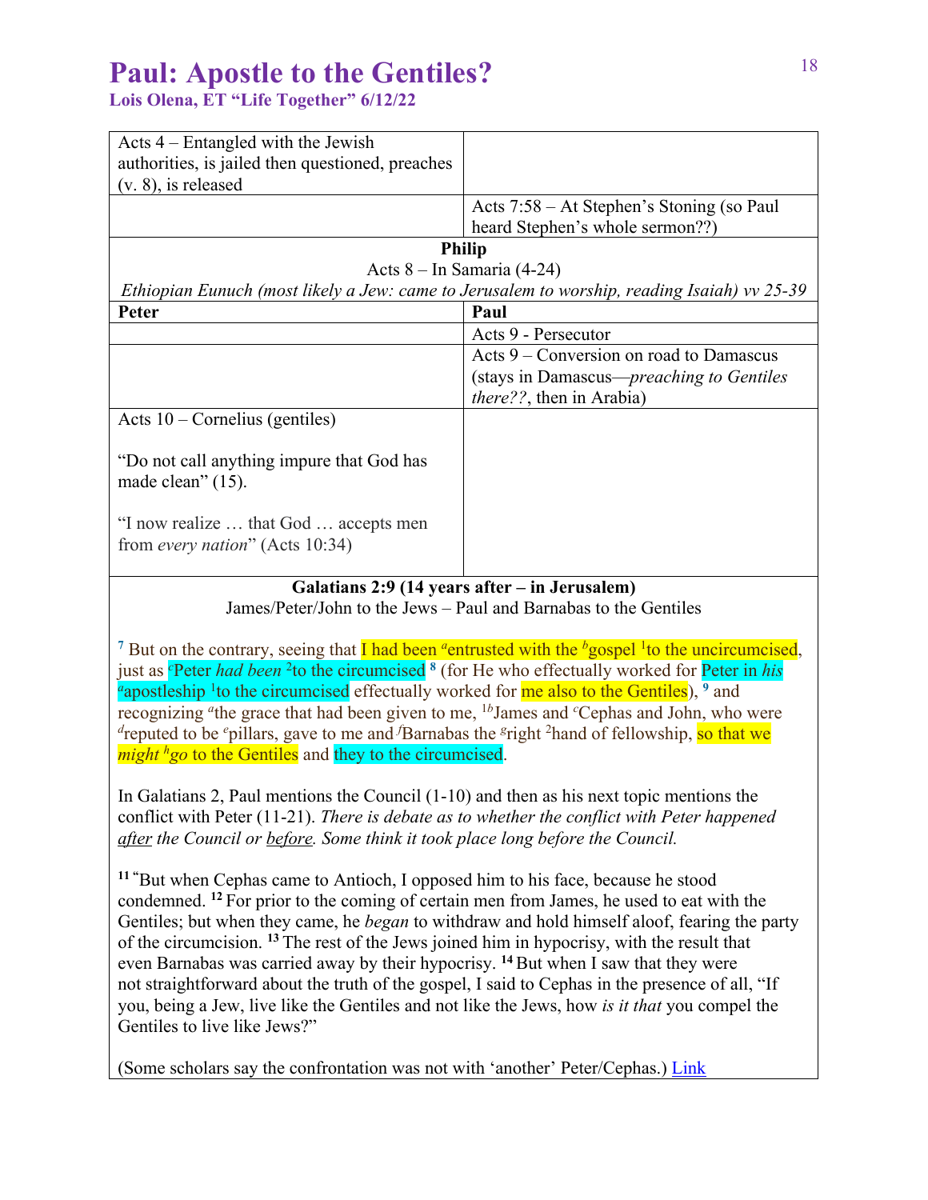# Paul: Apostle to the Gentiles?

**Lois Olena, ET "Life Together" 6/12/22**

| | |
|---|---|
| Acts 4 – Entangled with the Jewish authorities, is jailed then questioned, preaches (v. 8), is released | |
| | Acts 7:58 – At Stephen's Stoning (so Paul heard Stephen's whole sermon??) |
| **Philip**<br>Acts 8 – In Samaria (4-24)<br>*Ethiopian Eunuch (most likely a Jew: came to Jerusalem to worship, reading Isaiah) vv 25-39* | |
| **Peter** | **Paul** |
| | Acts 9 - Persecutor |
| | Acts 9 – Conversion on road to Damascus (stays in Damascus—*preaching to Gentiles there??*, then in Arabia) |
| Acts 10 – Cornelius (gentiles)<br><br>"Do not call anything impure that God has made clean" (15).<br><br>"I now realize … that God … accepts men from *every nation*" (Acts 10:34) | |

**Galatians 2:9 (14 years after – in Jerusalem)**

James/Peter/John to the Jews – Paul and Barnabas to the Gentiles

[7] But on the contrary, seeing that I had been [a]entrusted with the [b]gospel [1]to the uncircumcised, just as [c]Peter *had been* [2]to the circumcised [8] (for He who effectually worked for Peter in *his* [a]apostleship [1]to the circumcised effectually worked for me also to the Gentiles), [9] and recognizing [a]the grace that had been given to me, [1b]James and [c]Cephas and John, who were [d]reputed to be [e]pillars, gave to me and [f]Barnabas the [g]right [2]hand of fellowship, so that we *might* [h]*go* to the Gentiles and they to the circumcised.

In Galatians 2, Paul mentions the Council (1-10) and then as his next topic mentions the conflict with Peter (11-21). *There is debate as to whether the conflict with Peter happened after the Council or before. Some think it took place long before the Council.*

[11] "But when Cephas came to Antioch, I opposed him to his face, because he stood condemned. [12] For prior to the coming of certain men from James, he used to eat with the Gentiles; but when they came, he *began* to withdraw and hold himself aloof, fearing the party of the circumcision. [13] The rest of the Jews joined him in hypocrisy, with the result that even Barnabas was carried away by their hypocrisy. [14] But when I saw that they were not straightforward about the truth of the gospel, I said to Cephas in the presence of all, "If you, being a Jew, live like the Gentiles and not like the Jews, how *is it that* you compel the Gentiles to live like Jews?"

(Some scholars say the confrontation was not with 'another' Peter/Cephas.) Link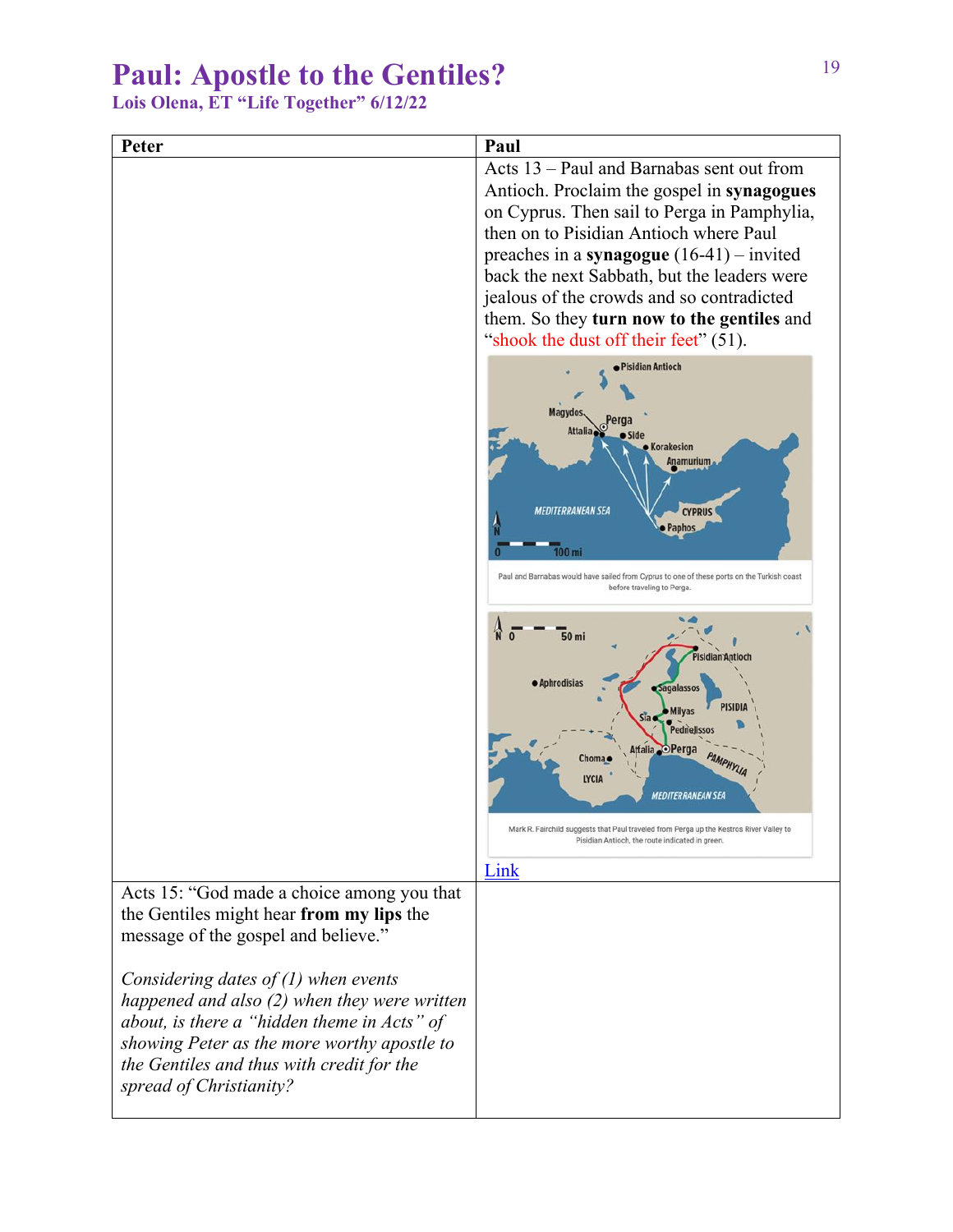# Paul: Apostle to the Gentiles?

**Lois Olena, ET "Life Together" 6/12/22**

| Peter | Paul |
|---|---|
| | Acts 13 – Paul and Barnabas sent out from Antioch. Proclaim the gospel in **synagogues** on Cyprus. Then sail to Perga in Pamphylia, then on to Pisidian Antioch where Paul preaches in a **synagogue** (16-41) – invited back the next Sabbath, but the leaders were jealous of the crowds and so contradicted them. So they **turn now to the gentiles** and "shook the dust off their feet" (51). Paul and Barnabas would have sailed from Cyprus to one of these ports on the Turkish coast before traveling to Perga. Mark R. Fairchild suggests that Paul traveled from Perga up the Kestros River Valley to Pisidian Antioch, the route indicated in green. Link |
| Acts 15: "God made a choice among you that the Gentiles might hear **from my lips** the message of the gospel and believe." *Considering dates of (1) when events happened and also (2) when they were written about, is there a "hidden theme in Acts" of showing Peter as the more worthy apostle to the Gentiles and thus with credit for the spread of Christianity?* | |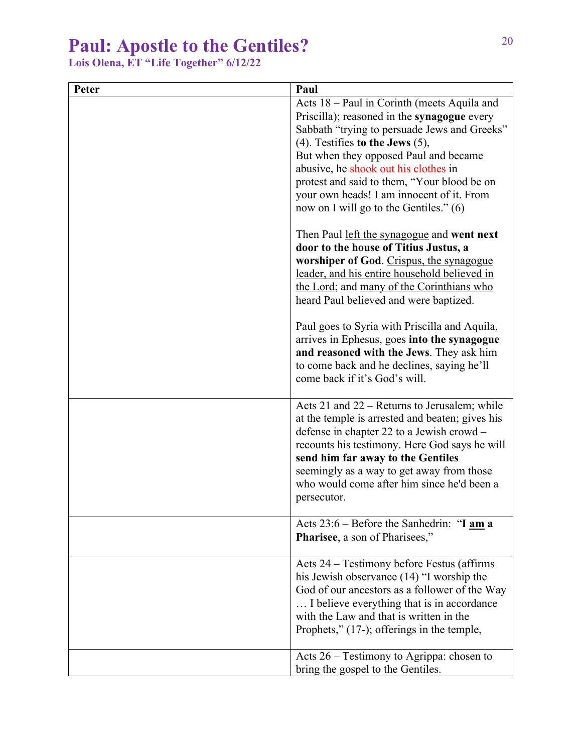# Paul: Apostle to the Gentiles?

**Lois Olena, ET "Life Together" 6/12/22**

| Peter | Paul |
|---|---|
| | Acts 18 – Paul in Corinth (meets Aquila and Priscilla); reasoned in the **synagogue** every Sabbath "trying to persuade Jews and Greeks" (4). Testifies **to the Jews** (5), But when they opposed Paul and became abusive, he shook out his clothes in protest and said to them, "Your blood be on your own heads! I am innocent of it. From now on I will go to the Gentiles." (6)<br><br>Then Paul <u>left the synagogue</u> and **went next door to the house of Titius Justus, a worshiper of God**. <u>Crispus, the synagogue leader, and his entire household believed in the Lord</u>; and <u>many of the Corinthians who heard Paul believed and were baptized</u>.<br><br>Paul goes to Syria with Priscilla and Aquila, arrives in Ephesus, goes **into the synagogue and reasoned with the Jews**. They ask him to come back and he declines, saying he'll come back if it's God's will. |
| | Acts 21 and 22 – Returns to Jerusalem; while at the temple is arrested and beaten; gives his defense in chapter 22 to a Jewish crowd – recounts his testimony. Here God says he will **send him far away to the Gentiles** seemingly as a way to get away from those who would come after him since he'd been a persecutor. |
| | Acts 23:6 – Before the Sanhedrin: "**I <u>am</u> a Pharisee**, a son of Pharisees," |
| | Acts 24 – Testimony before Festus (affirms his Jewish observance (14) "I worship the God of our ancestors as a follower of the Way … I believe everything that is in accordance with the Law and that is written in the Prophets," (17-); offerings in the temple, |
| | Acts 26 – Testimony to Agrippa: chosen to bring the gospel to the Gentiles. |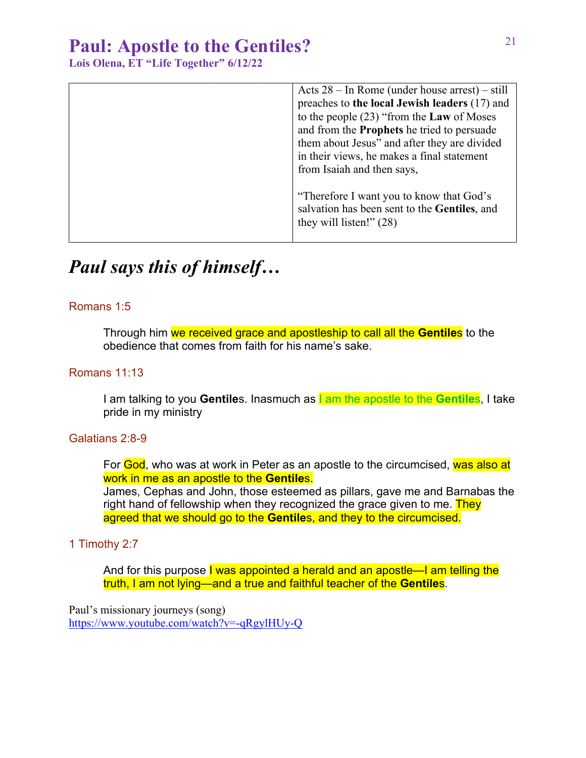# Paul: Apostle to the Gentiles?

**Lois Olena, ET "Life Together" 6/12/22**

| | |
|---|---|
| | Acts 28 – In Rome (under house arrest) – still preaches to **the local Jewish leaders** (17) and to the people (23) "from the **Law** of Moses and from the **Prophets** he tried to persuade them about Jesus" and after they are divided in their views, he makes a final statement from Isaiah and then says,<br><br>"Therefore I want you to know that God's salvation has been sent to the **Gentiles**, and they will listen!" (28) |

## *Paul says this of himself…*

Romans 1:5

> Through him we received grace and apostleship to call all the **Gentile**s to the obedience that comes from faith for his name's sake.

Romans 11:13

> I am talking to you **Gentile**s. Inasmuch as I am the apostle to the **Gentiles**, I take pride in my ministry

Galatians 2:8-9

> For God, who was at work in Peter as an apostle to the circumcised, was also at work in me as an apostle to the **Gentile**s.
> James, Cephas and John, those esteemed as pillars, gave me and Barnabas the right hand of fellowship when they recognized the grace given to me. They agreed that we should go to the **Gentile**s, and they to the circumcised.

1 Timothy 2:7

> And for this purpose I was appointed a herald and an apostle—I am telling the truth, I am not lying—and a true and faithful teacher of the **Gentile**s.

Paul's missionary journeys (song)
https://www.youtube.com/watch?v=-qRgylHUy-Q